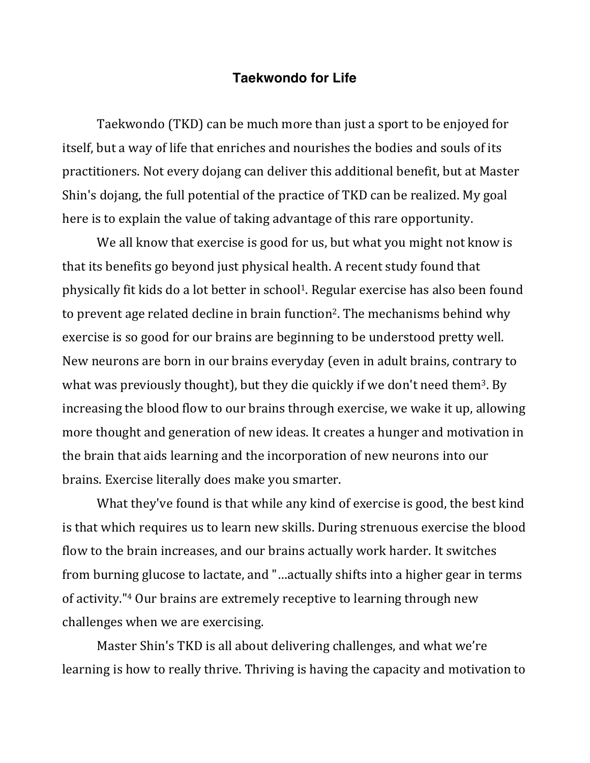# Taekwondo for Life

Taekwondo (TKD) can be much more than just a sport to be enjoyed for itself, but a way of life that enriches and nourishes the bodies and souls of its practitioners. Not every dojang can deliver this additional benefit, but at Master Shin's dojang, the full potential of the practice of TKD can be realized. My goal here is to explain the value of taking advantage of this rare opportunity.

We all know that exercise is good for us, but what you might not know is that its benefits go beyond just physical health. A recent study found that physically fit kids do a lot better in school[1]. Regular exercise has also been found to prevent age related decline in brain function[2]. The mechanisms behind why exercise is so good for our brains are beginning to be understood pretty well. New neurons are born in our brains everyday (even in adult brains, contrary to what was previously thought), but they die quickly if we don't need them[3]. By increasing the blood flow to our brains through exercise, we wake it up, allowing more thought and generation of new ideas. It creates a hunger and motivation in the brain that aids learning and the incorporation of new neurons into our brains. Exercise literally does make you smarter.

What they've found is that while any kind of exercise is good, the best kind is that which requires us to learn new skills. During strenuous exercise the blood flow to the brain increases, and our brains actually work harder. It switches from burning glucose to lactate, and "…actually shifts into a higher gear in terms of activity."[4] Our brains are extremely receptive to learning through new challenges when we are exercising.

Master Shin's TKD is all about delivering challenges, and what we're learning is how to really thrive. Thriving is having the capacity and motivation to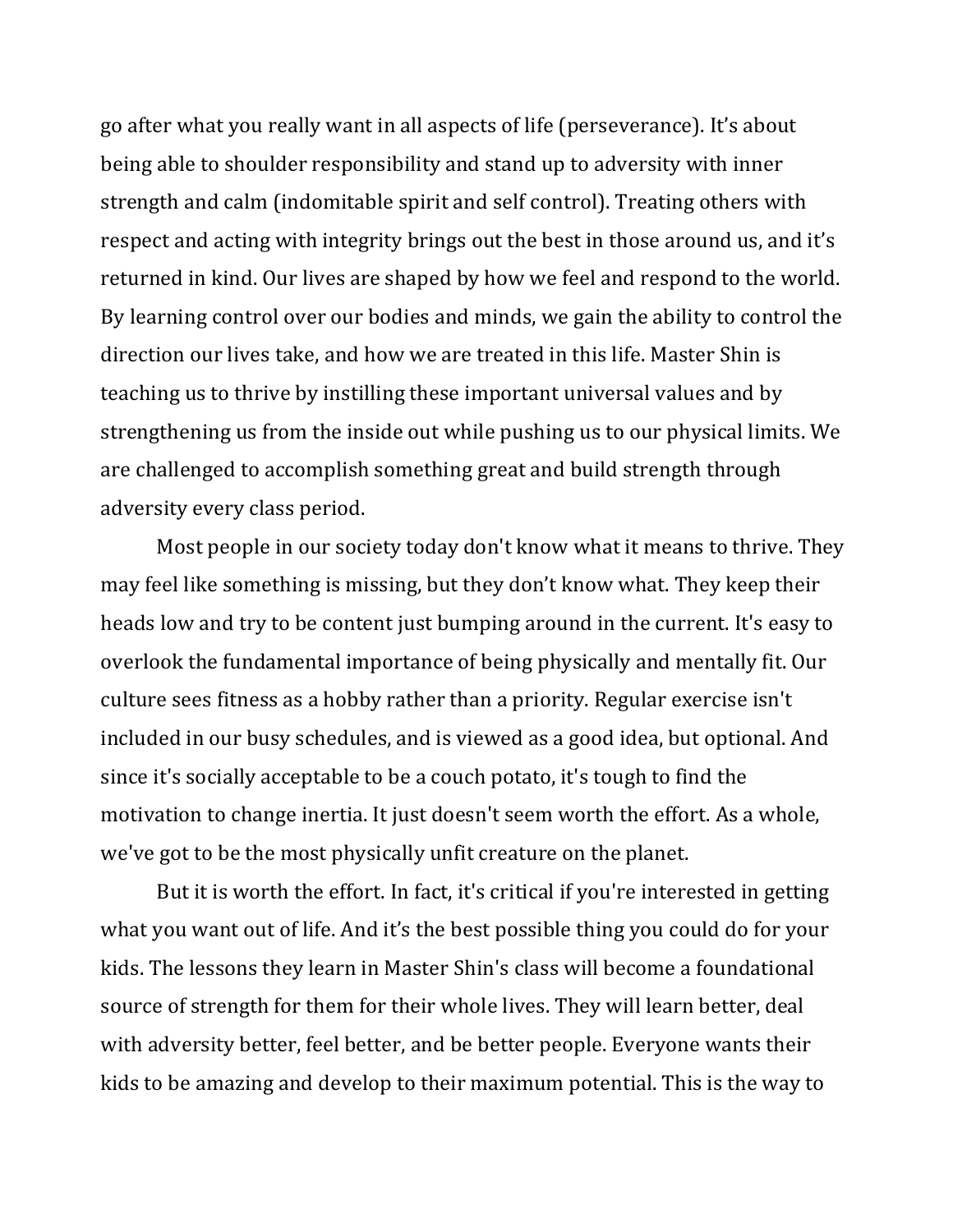go after what you really want in all aspects of life (perseverance). It's about being able to shoulder responsibility and stand up to adversity with inner strength and calm (indomitable spirit and self control). Treating others with respect and acting with integrity brings out the best in those around us, and it's returned in kind. Our lives are shaped by how we feel and respond to the world. By learning control over our bodies and minds, we gain the ability to control the direction our lives take, and how we are treated in this life. Master Shin is teaching us to thrive by instilling these important universal values and by strengthening us from the inside out while pushing us to our physical limits. We are challenged to accomplish something great and build strength through adversity every class period.

Most people in our society today don't know what it means to thrive. They may feel like something is missing, but they don't know what. They keep their heads low and try to be content just bumping around in the current. It's easy to overlook the fundamental importance of being physically and mentally fit. Our culture sees fitness as a hobby rather than a priority. Regular exercise isn't included in our busy schedules, and is viewed as a good idea, but optional. And since it's socially acceptable to be a couch potato, it's tough to find the motivation to change inertia. It just doesn't seem worth the effort. As a whole, we've got to be the most physically unfit creature on the planet.

But it is worth the effort. In fact, it's critical if you're interested in getting what you want out of life. And it's the best possible thing you could do for your kids. The lessons they learn in Master Shin's class will become a foundational source of strength for them for their whole lives. They will learn better, deal with adversity better, feel better, and be better people. Everyone wants their kids to be amazing and develop to their maximum potential. This is the way to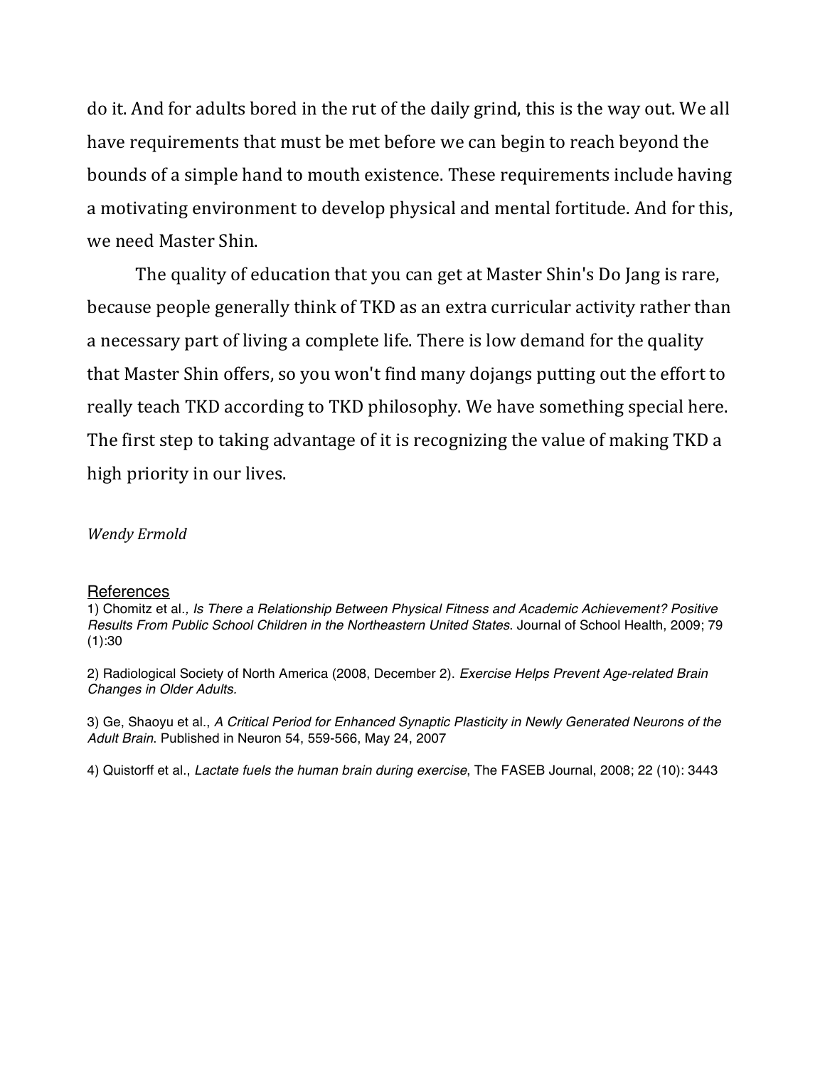do it. And for adults bored in the rut of the daily grind, this is the way out. We all have requirements that must be met before we can begin to reach beyond the bounds of a simple hand to mouth existence. These requirements include having a motivating environment to develop physical and mental fortitude. And for this, we need Master Shin.

The quality of education that you can get at Master Shin's Do Jang is rare, because people generally think of TKD as an extra curricular activity rather than a necessary part of living a complete life. There is low demand for the quality that Master Shin offers, so you won't find many dojangs putting out the effort to really teach TKD according to TKD philosophy. We have something special here. The first step to taking advantage of it is recognizing the value of making TKD a high priority in our lives.

*Wendy Ermold*

## References

1) Chomitz et al., *Is There a Relationship Between Physical Fitness and Academic Achievement? Positive Results From Public School Children in the Northeastern United States*. Journal of School Health, 2009; 79 (1):30

2) Radiological Society of North America (2008, December 2). *Exercise Helps Prevent Age-related Brain Changes in Older Adults*.

3) Ge, Shaoyu et al., *A Critical Period for Enhanced Synaptic Plasticity in Newly Generated Neurons of the Adult Brain*. Published in Neuron 54, 559-566, May 24, 2007

4) Quistorff et al., *Lactate fuels the human brain during exercise*, The FASEB Journal, 2008; 22 (10): 3443